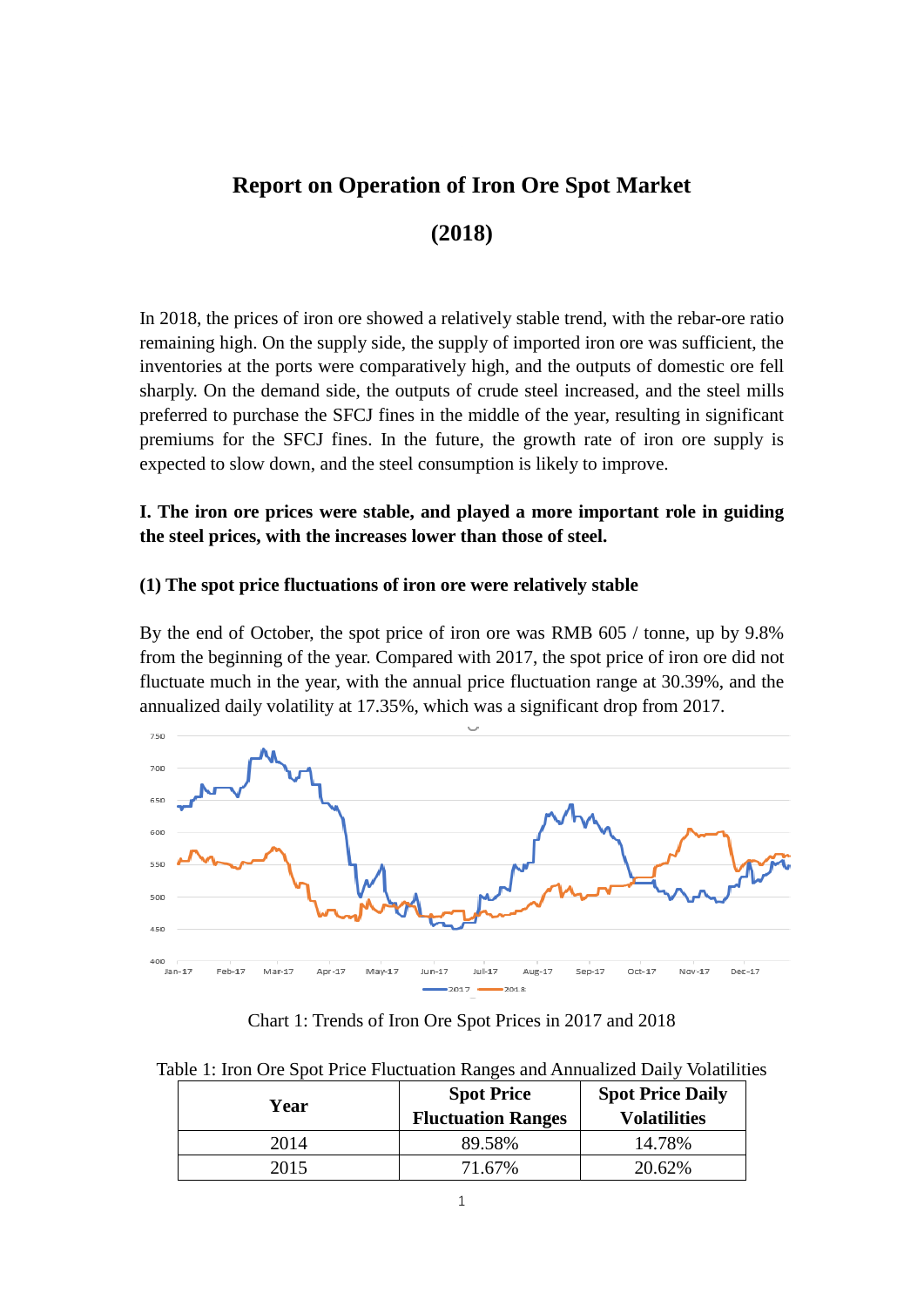# Report on Operation of Iron Ore Spot Market

# (2018)

In 2018, the prices of iron ore showed a relatively stable trend, with the rebar-ore ratio remaining high. On the supply side, the supply of imported iron ore was sufficient, the inventories at the ports were comparatively high, and the outputs of domestic ore fell sharply. On the demand side, the outputs of crude steel increased, and the steel mills preferred to purchase the SFCJ fines in the middle of the year, resulting in significant premiums for the SFCJ fines. In the future, the growth rate of iron ore supply is expected to slow down, and the steel consumption is likely to improve.

## I. The iron ore prices were stable, and played a more important role in guiding the steel prices, with the increases lower than those of steel.

### (1) The spot price fluctuations of iron ore were relatively stable

By the end of October, the spot price of iron ore was RMB 605 / tonne, up by 9.8% from the beginning of the year. Compared with 2017, the spot price of iron ore did not fluctuate much in the year, with the annual price fluctuation range at 30.39%, and the annualized daily volatility at 17.35%, which was a significant drop from 2017.

Chart 1: Trends of Iron Ore Spot Prices in 2017 and 2018

Table 1: Iron Ore Spot Price Fluctuation Ranges and Annualized Daily Volatilities

| Year | Spot Price Fluctuation Ranges | Spot Price Daily Volatilities |
|---|---|---|
| 2014 | 89.58% | 14.78% |
| 2015 | 71.67% | 20.62% |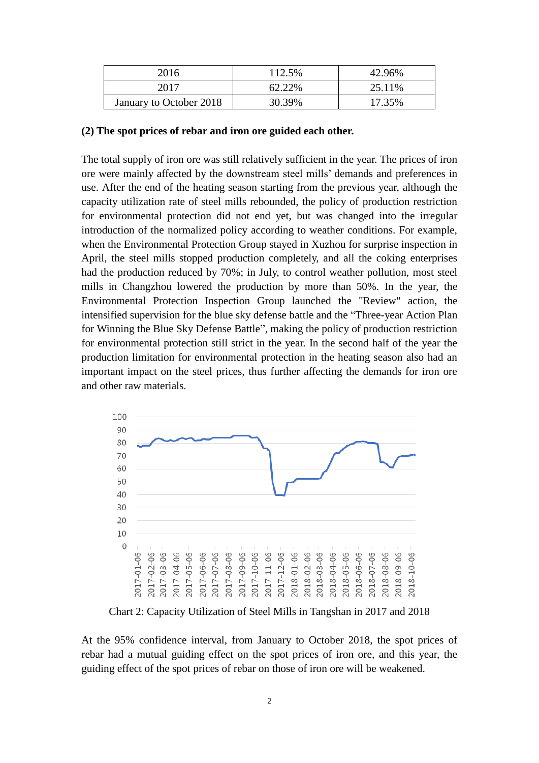| 2016 | 112.5% | 42.96% |
| --- | --- | --- |
| 2017 | 62.22% | 25.11% |
| January to October 2018 | 30.39% | 17.35% |

**(2) The spot prices of rebar and iron ore guided each other.**

The total supply of iron ore was still relatively sufficient in the year. The prices of iron ore were mainly affected by the downstream steel mills' demands and preferences in use. After the end of the heating season starting from the previous year, although the capacity utilization rate of steel mills rebounded, the policy of production restriction for environmental protection did not end yet, but was changed into the irregular introduction of the normalized policy according to weather conditions. For example, when the Environmental Protection Group stayed in Xuzhou for surprise inspection in April, the steel mills stopped production completely, and all the coking enterprises had the production reduced by 70%; in July, to control weather pollution, most steel mills in Changzhou lowered the production by more than 50%. In the year, the Environmental Protection Inspection Group launched the "Review" action, the intensified supervision for the blue sky defense battle and the "Three-year Action Plan for Winning the Blue Sky Defense Battle", making the policy of production restriction for environmental protection still strict in the year. In the second half of the year the production limitation for environmental protection in the heating season also had an important impact on the steel prices, thus further affecting the demands for iron ore and other raw materials.

Chart 2: Capacity Utilization of Steel Mills in Tangshan in 2017 and 2018

At the 95% confidence interval, from January to October 2018, the spot prices of rebar had a mutual guiding effect on the spot prices of iron ore, and this year, the guiding effect of the spot prices of rebar on those of iron ore will be weakened.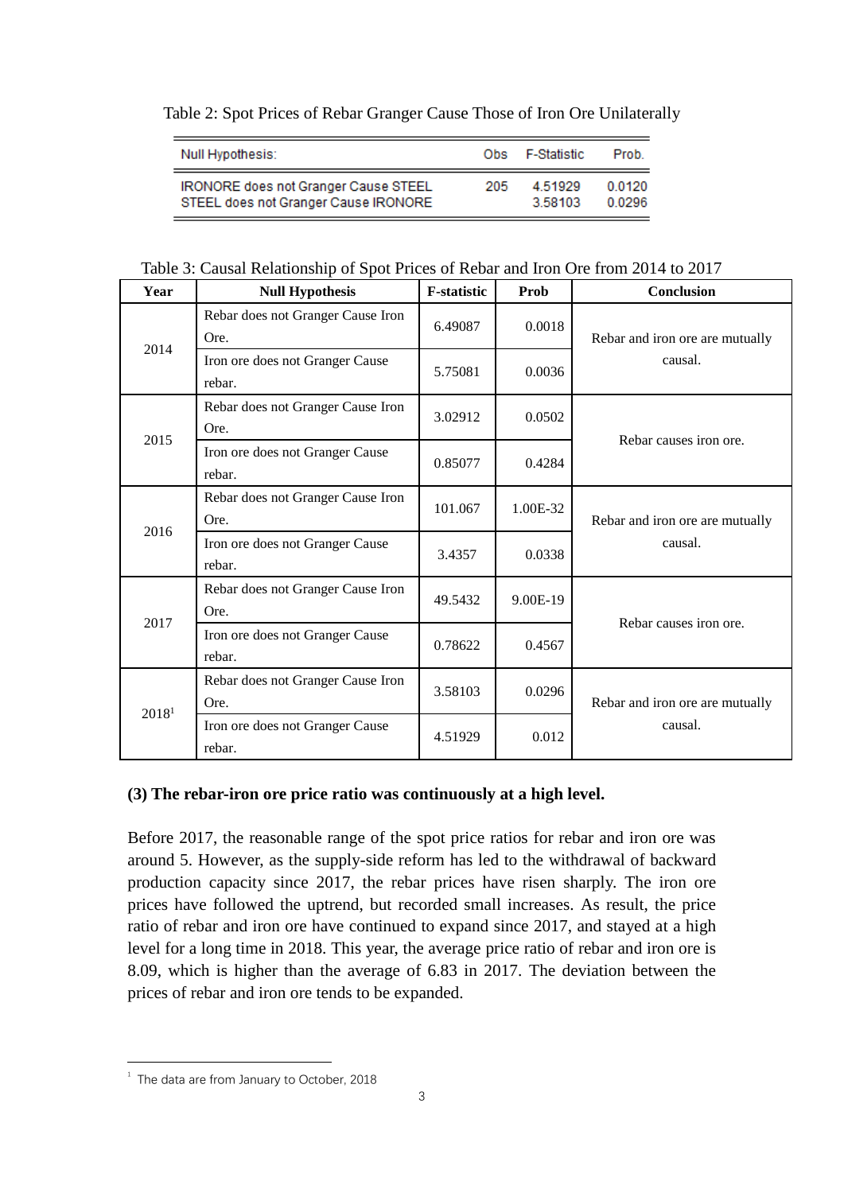Table 2: Spot Prices of Rebar Granger Cause Those of Iron Ore Unilaterally

| Null Hypothesis: | Obs | F-Statistic | Prob. |
|---|---|---|---|
| IRONORE does not Granger Cause STEEL | 205 | 4.51929 | 0.0120 |
| STEEL does not Granger Cause IRONORE | | 3.58103 | 0.0296 |

Table 3: Causal Relationship of Spot Prices of Rebar and Iron Ore from 2014 to 2017

| Year | Null Hypothesis | F-statistic | Prob | Conclusion |
|---|---|---|---|---|
| 2014 | Rebar does not Granger Cause Iron Ore. | 6.49087 | 0.0018 | Rebar and iron ore are mutually causal. |
| | Iron ore does not Granger Cause rebar. | 5.75081 | 0.0036 | |
| 2015 | Rebar does not Granger Cause Iron Ore. | 3.02912 | 0.0502 | Rebar causes iron ore. |
| | Iron ore does not Granger Cause rebar. | 0.85077 | 0.4284 | |
| 2016 | Rebar does not Granger Cause Iron Ore. | 101.067 | 1.00E-32 | Rebar and iron ore are mutually causal. |
| | Iron ore does not Granger Cause rebar. | 3.4357 | 0.0338 | |
| 2017 | Rebar does not Granger Cause Iron Ore. | 49.5432 | 9.00E-19 | Rebar causes iron ore. |
| | Iron ore does not Granger Cause rebar. | 0.78622 | 0.4567 | |
| 2018[1] | Rebar does not Granger Cause Iron Ore. | 3.58103 | 0.0296 | Rebar and iron ore are mutually causal. |
| | Iron ore does not Granger Cause rebar. | 4.51929 | 0.012 | |

**(3) The rebar-iron ore price ratio was continuously at a high level.**

Before 2017, the reasonable range of the spot price ratios for rebar and iron ore was around 5. However, as the supply-side reform has led to the withdrawal of backward production capacity since 2017, the rebar prices have risen sharply. The iron ore prices have followed the uptrend, but recorded small increases. As result, the price ratio of rebar and iron ore have continued to expand since 2017, and stayed at a high level for a long time in 2018. This year, the average price ratio of rebar and iron ore is 8.09, which is higher than the average of 6.83 in 2017. The deviation between the prices of rebar and iron ore tends to be expanded.

[1] The data are from January to October, 2018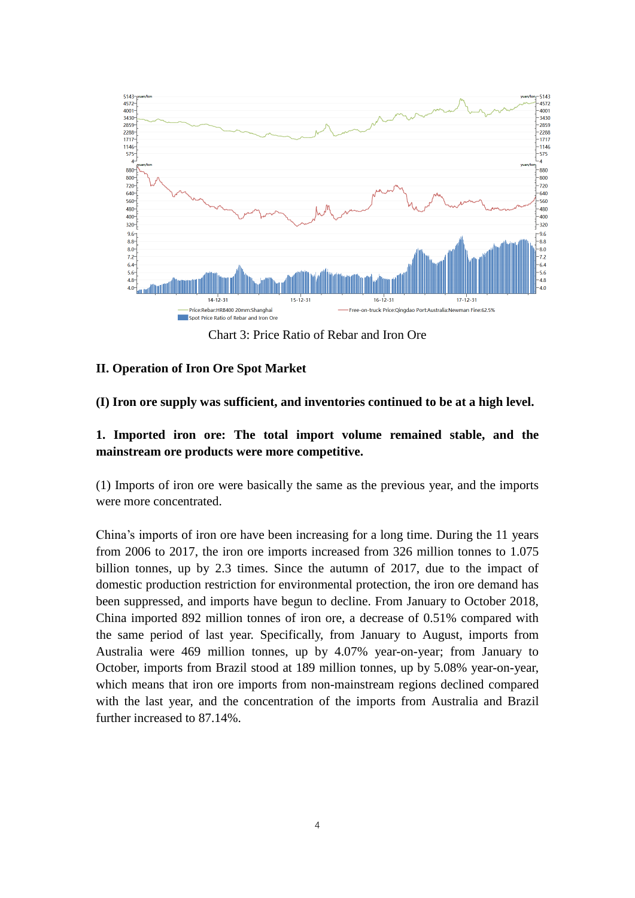Chart 3: Price Ratio of Rebar and Iron Ore

## II. Operation of Iron Ore Spot Market

### (I) Iron ore supply was sufficient, and inventories continued to be at a high level.

#### 1. Imported iron ore: The total import volume remained stable, and the mainstream ore products were more competitive.

(1) Imports of iron ore were basically the same as the previous year, and the imports were more concentrated.

China's imports of iron ore have been increasing for a long time. During the 11 years from 2006 to 2017, the iron ore imports increased from 326 million tonnes to 1.075 billion tonnes, up by 2.3 times. Since the autumn of 2017, due to the impact of domestic production restriction for environmental protection, the iron ore demand has been suppressed, and imports have begun to decline. From January to October 2018, China imported 892 million tonnes of iron ore, a decrease of 0.51% compared with the same period of last year. Specifically, from January to August, imports from Australia were 469 million tonnes, up by 4.07% year-on-year; from January to October, imports from Brazil stood at 189 million tonnes, up by 5.08% year-on-year, which means that iron ore imports from non-mainstream regions declined compared with the last year, and the concentration of the imports from Australia and Brazil further increased to 87.14%.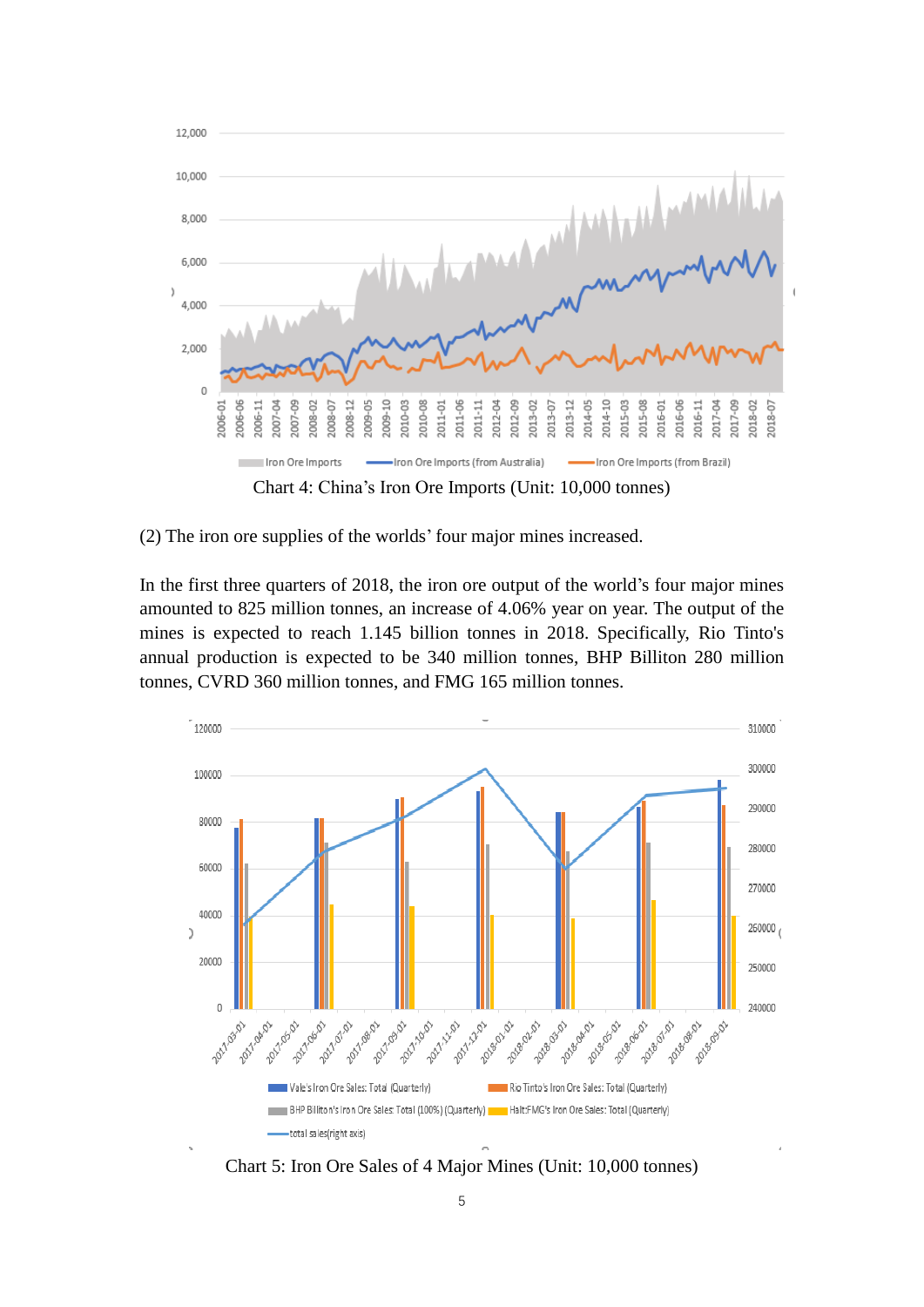Chart 4: China's Iron Ore Imports (Unit: 10,000 tonnes)

(2) The iron ore supplies of the worlds' four major mines increased.

In the first three quarters of 2018, the iron ore output of the world's four major mines amounted to 825 million tonnes, an increase of 4.06% year on year. The output of the mines is expected to reach 1.145 billion tonnes in 2018. Specifically, Rio Tinto's annual production is expected to be 340 million tonnes, BHP Billiton 280 million tonnes, CVRD 360 million tonnes, and FMG 165 million tonnes.

Chart 5: Iron Ore Sales of 4 Major Mines (Unit: 10,000 tonnes)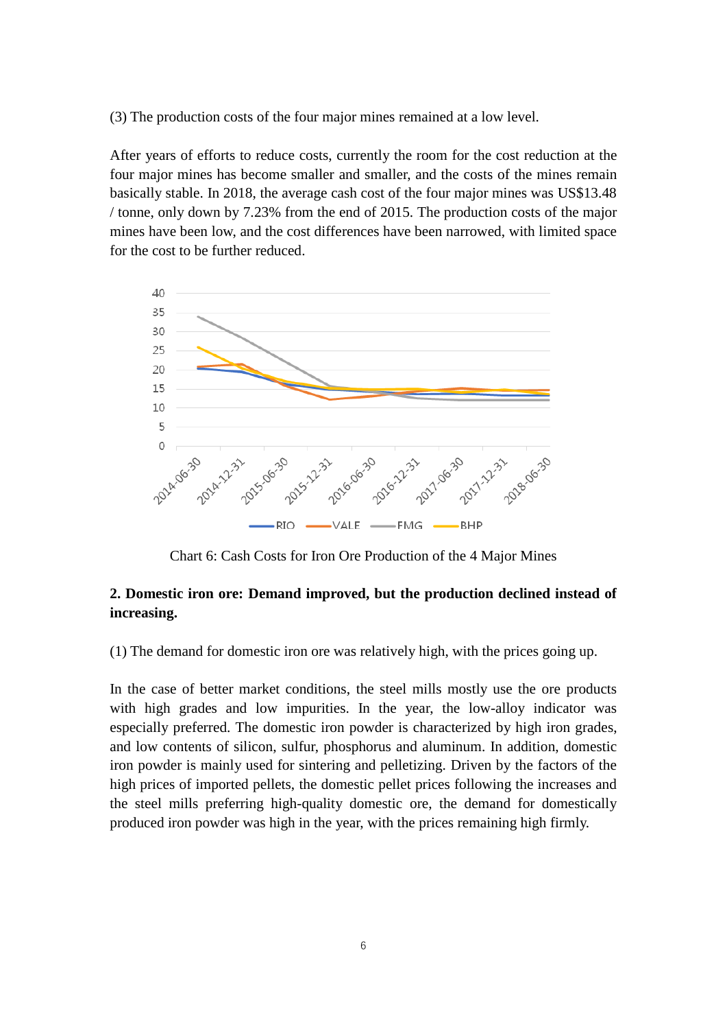(3) The production costs of the four major mines remained at a low level.

After years of efforts to reduce costs, currently the room for the cost reduction at the four major mines has become smaller and smaller, and the costs of the mines remain basically stable. In 2018, the average cash cost of the four major mines was US$13.48 / tonne, only down by 7.23% from the end of 2015. The production costs of the major mines have been low, and the cost differences have been narrowed, with limited space for the cost to be further reduced.

Chart 6: Cash Costs for Iron Ore Production of the 4 Major Mines

## 2. Domestic iron ore: Demand improved, but the production declined instead of increasing.

(1) The demand for domestic iron ore was relatively high, with the prices going up.

In the case of better market conditions, the steel mills mostly use the ore products with high grades and low impurities. In the year, the low-alloy indicator was especially preferred. The domestic iron powder is characterized by high iron grades, and low contents of silicon, sulfur, phosphorus and aluminum. In addition, domestic iron powder is mainly used for sintering and pelletizing. Driven by the factors of the high prices of imported pellets, the domestic pellet prices following the increases and the steel mills preferring high-quality domestic ore, the demand for domestically produced iron powder was high in the year, with the prices remaining high firmly.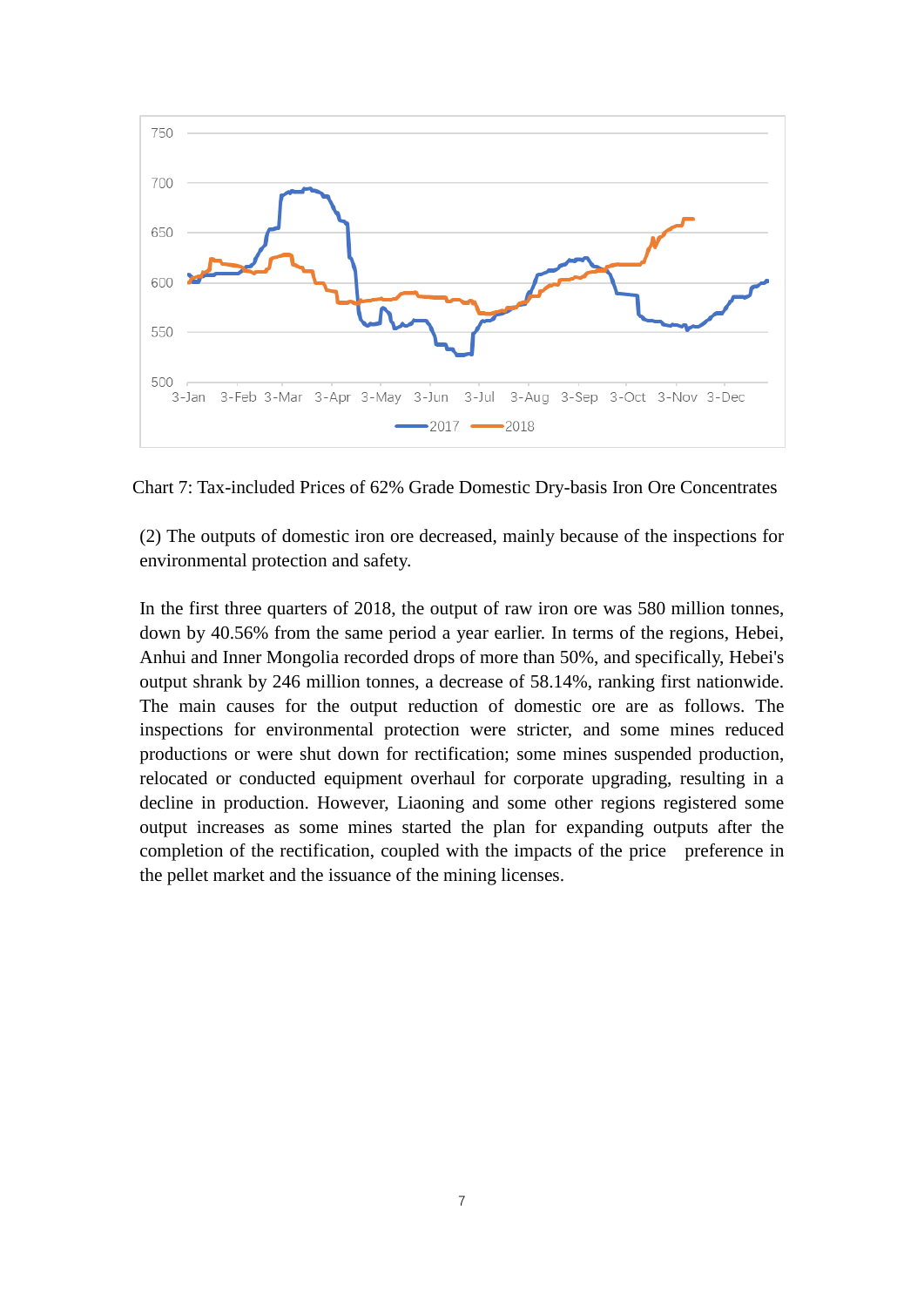Chart 7: Tax-included Prices of 62% Grade Domestic Dry-basis Iron Ore Concentrates

(2) The outputs of domestic iron ore decreased, mainly because of the inspections for environmental protection and safety.

In the first three quarters of 2018, the output of raw iron ore was 580 million tonnes, down by 40.56% from the same period a year earlier. In terms of the regions, Hebei, Anhui and Inner Mongolia recorded drops of more than 50%, and specifically, Hebei's output shrank by 246 million tonnes, a decrease of 58.14%, ranking first nationwide. The main causes for the output reduction of domestic ore are as follows. The inspections for environmental protection were stricter, and some mines reduced productions or were shut down for rectification; some mines suspended production, relocated or conducted equipment overhaul for corporate upgrading, resulting in a decline in production. However, Liaoning and some other regions registered some output increases as some mines started the plan for expanding outputs after the completion of the rectification, coupled with the impacts of the price preference in the pellet market and the issuance of the mining licenses.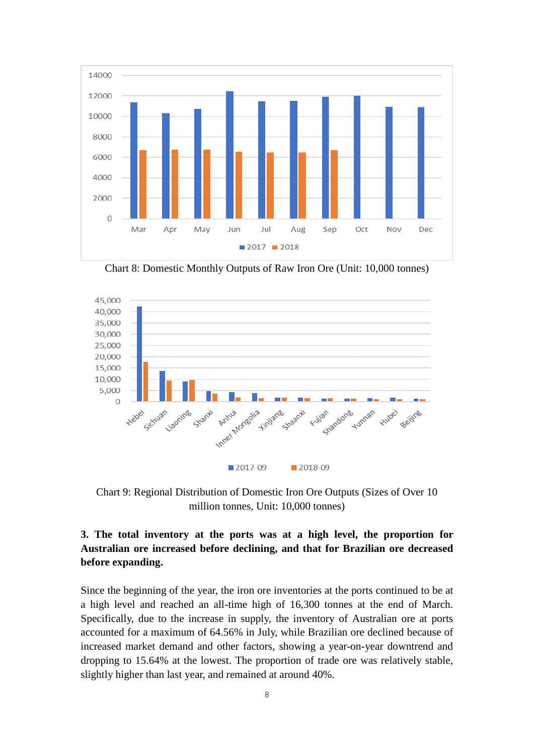Chart 8: Domestic Monthly Outputs of Raw Iron Ore (Unit: 10,000 tonnes)

Chart 9: Regional Distribution of Domestic Iron Ore Outputs (Sizes of Over 10 million tonnes, Unit: 10,000 tonnes)

**3. The total inventory at the ports was at a high level, the proportion for Australian ore increased before declining, and that for Brazilian ore decreased before expanding.**

Since the beginning of the year, the iron ore inventories at the ports continued to be at a high level and reached an all-time high of 16,300 tonnes at the end of March. Specifically, due to the increase in supply, the inventory of Australian ore at ports accounted for a maximum of 64.56% in July, while Brazilian ore declined because of increased market demand and other factors, showing a year-on-year downtrend and dropping to 15.64% at the lowest. The proportion of trade ore was relatively stable, slightly higher than last year, and remained at around 40%.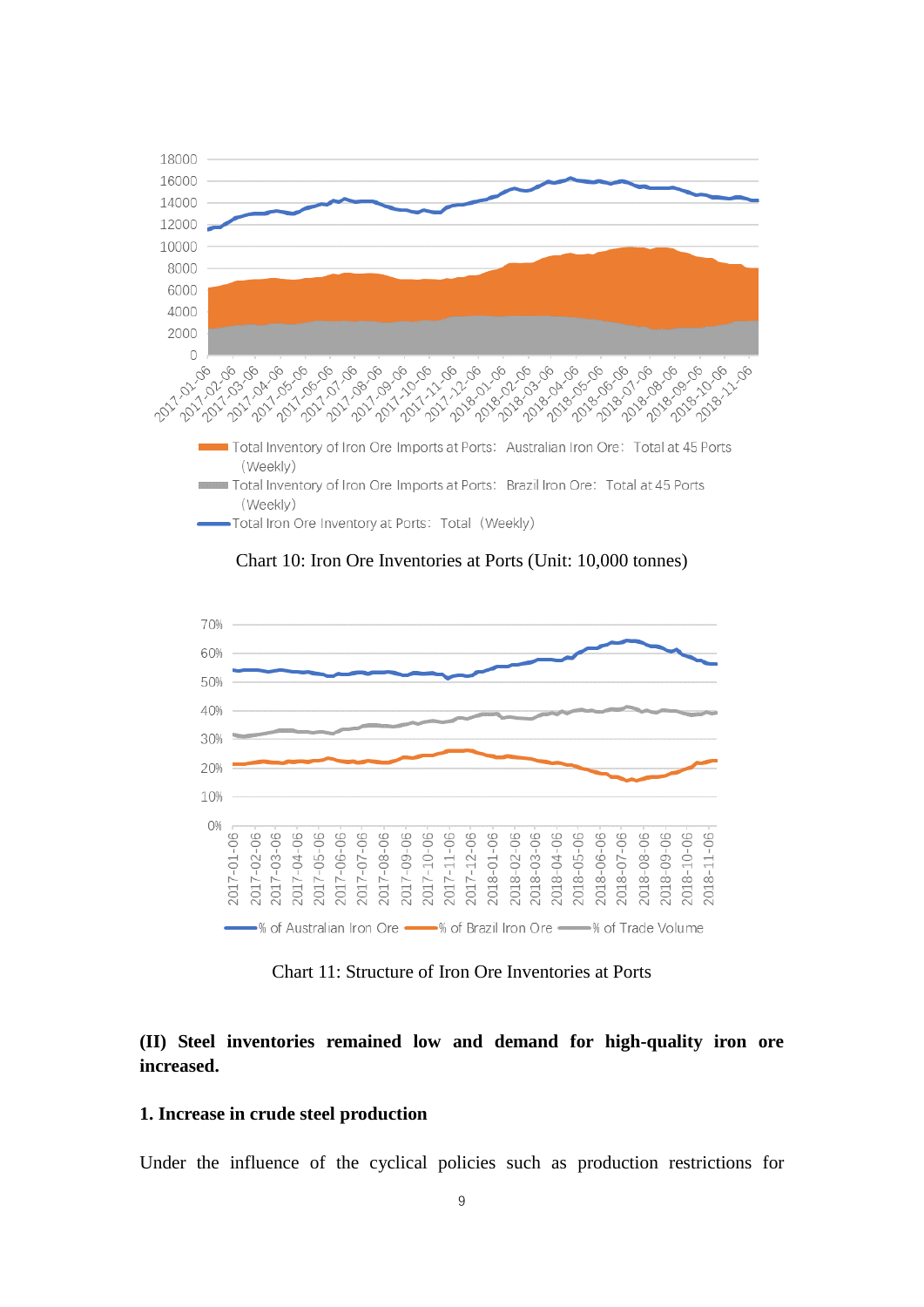Chart 10: Iron Ore Inventories at Ports (Unit: 10,000 tonnes)

Chart 11: Structure of Iron Ore Inventories at Ports

### (II) Steel inventories remained low and demand for high-quality iron ore increased.

#### 1. Increase in crude steel production

Under the influence of the cyclical policies such as production restrictions for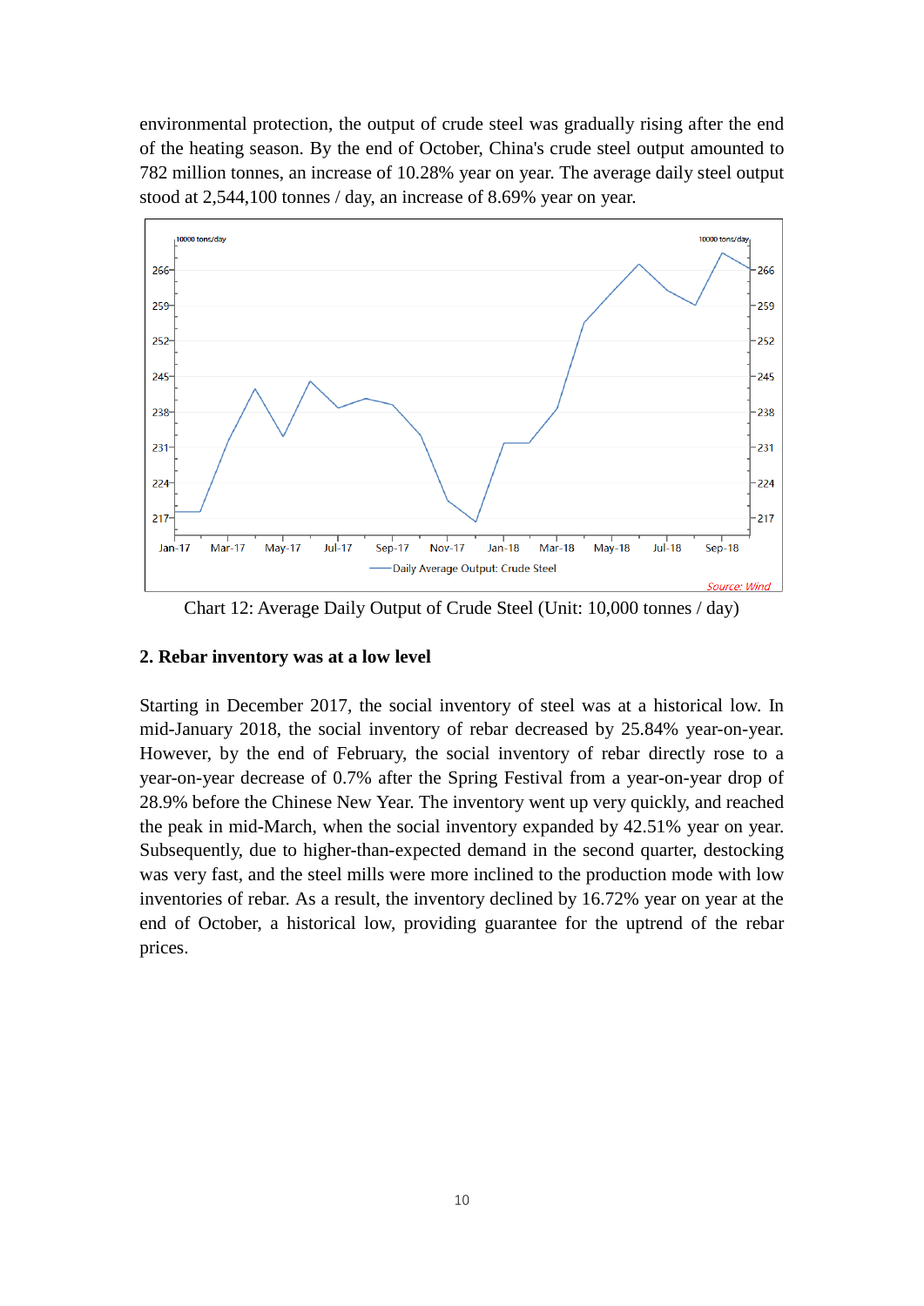environmental protection, the output of crude steel was gradually rising after the end of the heating season. By the end of October, China's crude steel output amounted to 782 million tonnes, an increase of 10.28% year on year. The average daily steel output stood at 2,544,100 tonnes / day, an increase of 8.69% year on year.

Chart 12: Average Daily Output of Crude Steel (Unit: 10,000 tonnes / day)

### 2. Rebar inventory was at a low level

Starting in December 2017, the social inventory of steel was at a historical low. In mid-January 2018, the social inventory of rebar decreased by 25.84% year-on-year. However, by the end of February, the social inventory of rebar directly rose to a year-on-year decrease of 0.7% after the Spring Festival from a year-on-year drop of 28.9% before the Chinese New Year. The inventory went up very quickly, and reached the peak in mid-March, when the social inventory expanded by 42.51% year on year. Subsequently, due to higher-than-expected demand in the second quarter, destocking was very fast, and the steel mills were more inclined to the production mode with low inventories of rebar. As a result, the inventory declined by 16.72% year on year at the end of October, a historical low, providing guarantee for the uptrend of the rebar prices.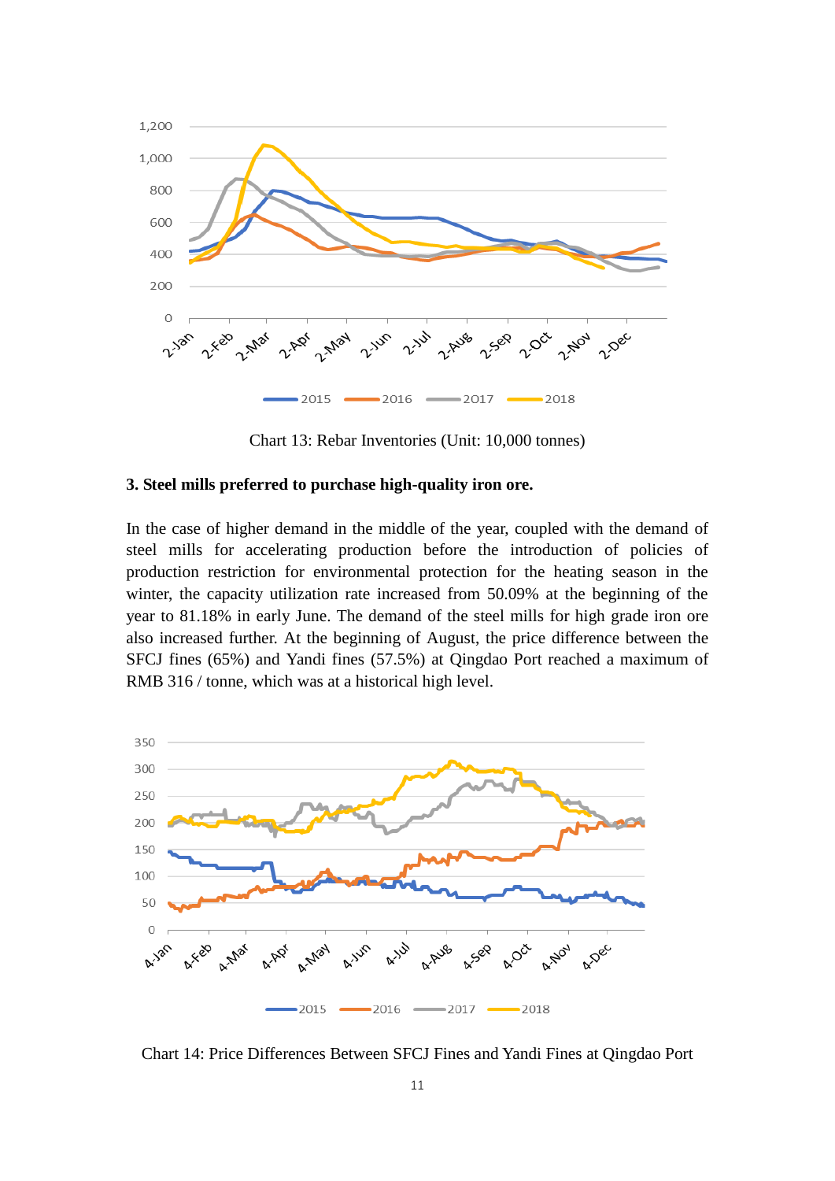Chart 13: Rebar Inventories (Unit: 10,000 tonnes)

**3. Steel mills preferred to purchase high-quality iron ore.**

In the case of higher demand in the middle of the year, coupled with the demand of steel mills for accelerating production before the introduction of policies of production restriction for environmental protection for the heating season in the winter, the capacity utilization rate increased from 50.09% at the beginning of the year to 81.18% in early June. The demand of the steel mills for high grade iron ore also increased further. At the beginning of August, the price difference between the SFCJ fines (65%) and Yandi fines (57.5%) at Qingdao Port reached a maximum of RMB 316 / tonne, which was at a historical high level.

Chart 14: Price Differences Between SFCJ Fines and Yandi Fines at Qingdao Port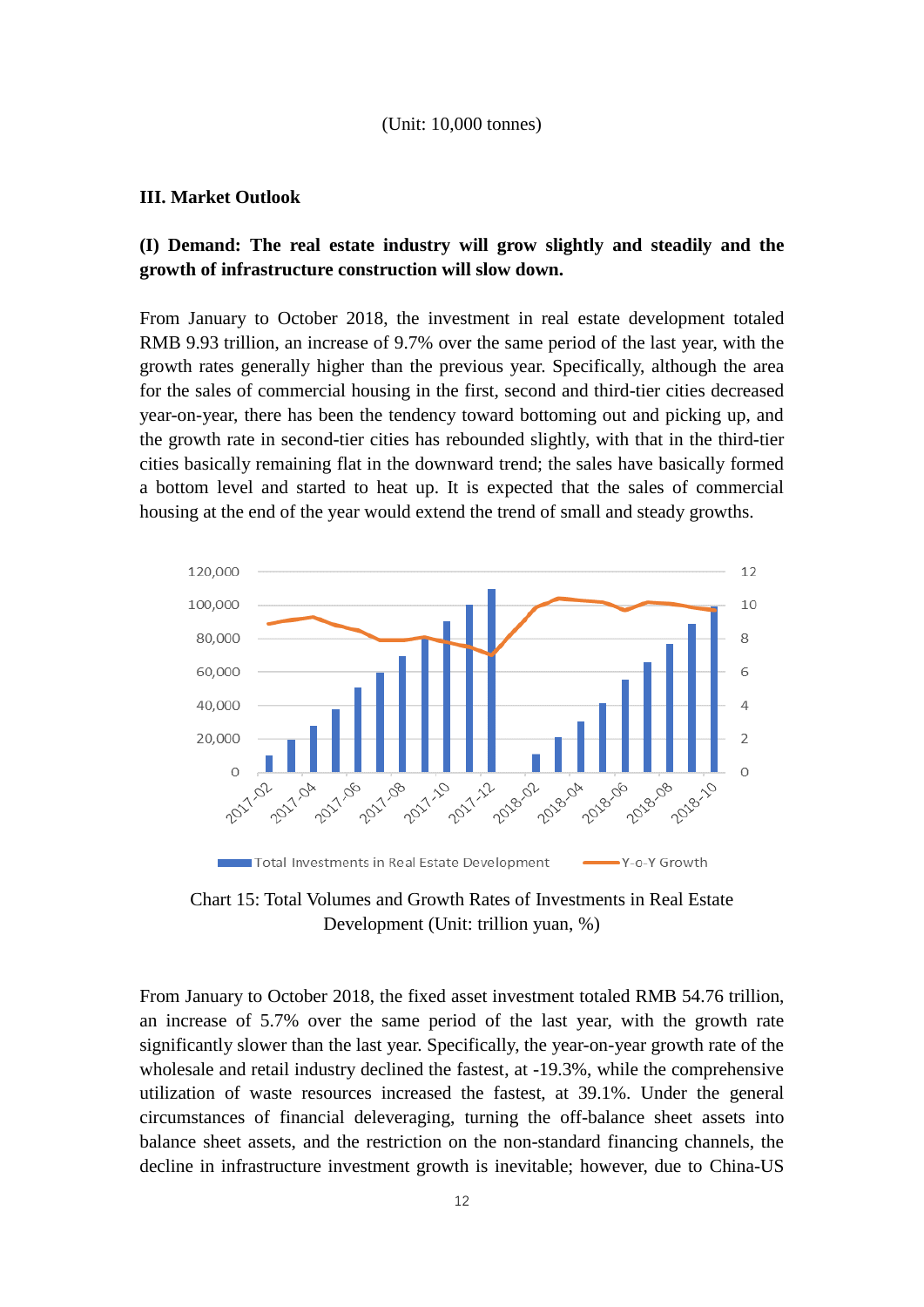(Unit: 10,000 tonnes)

## III. Market Outlook

### (I) Demand: The real estate industry will grow slightly and steadily and the growth of infrastructure construction will slow down.

From January to October 2018, the investment in real estate development totaled RMB 9.93 trillion, an increase of 9.7% over the same period of the last year, with the growth rates generally higher than the previous year. Specifically, although the area for the sales of commercial housing in the first, second and third-tier cities decreased year-on-year, there has been the tendency toward bottoming out and picking up, and the growth rate in second-tier cities has rebounded slightly, with that in the third-tier cities basically remaining flat in the downward trend; the sales have basically formed a bottom level and started to heat up. It is expected that the sales of commercial housing at the end of the year would extend the trend of small and steady growths.

Chart 15: Total Volumes and Growth Rates of Investments in Real Estate Development (Unit: trillion yuan, %)

From January to October 2018, the fixed asset investment totaled RMB 54.76 trillion, an increase of 5.7% over the same period of the last year, with the growth rate significantly slower than the last year. Specifically, the year-on-year growth rate of the wholesale and retail industry declined the fastest, at -19.3%, while the comprehensive utilization of waste resources increased the fastest, at 39.1%. Under the general circumstances of financial deleveraging, turning the off-balance sheet assets into balance sheet assets, and the restriction on the non-standard financing channels, the decline in infrastructure investment growth is inevitable; however, due to China-US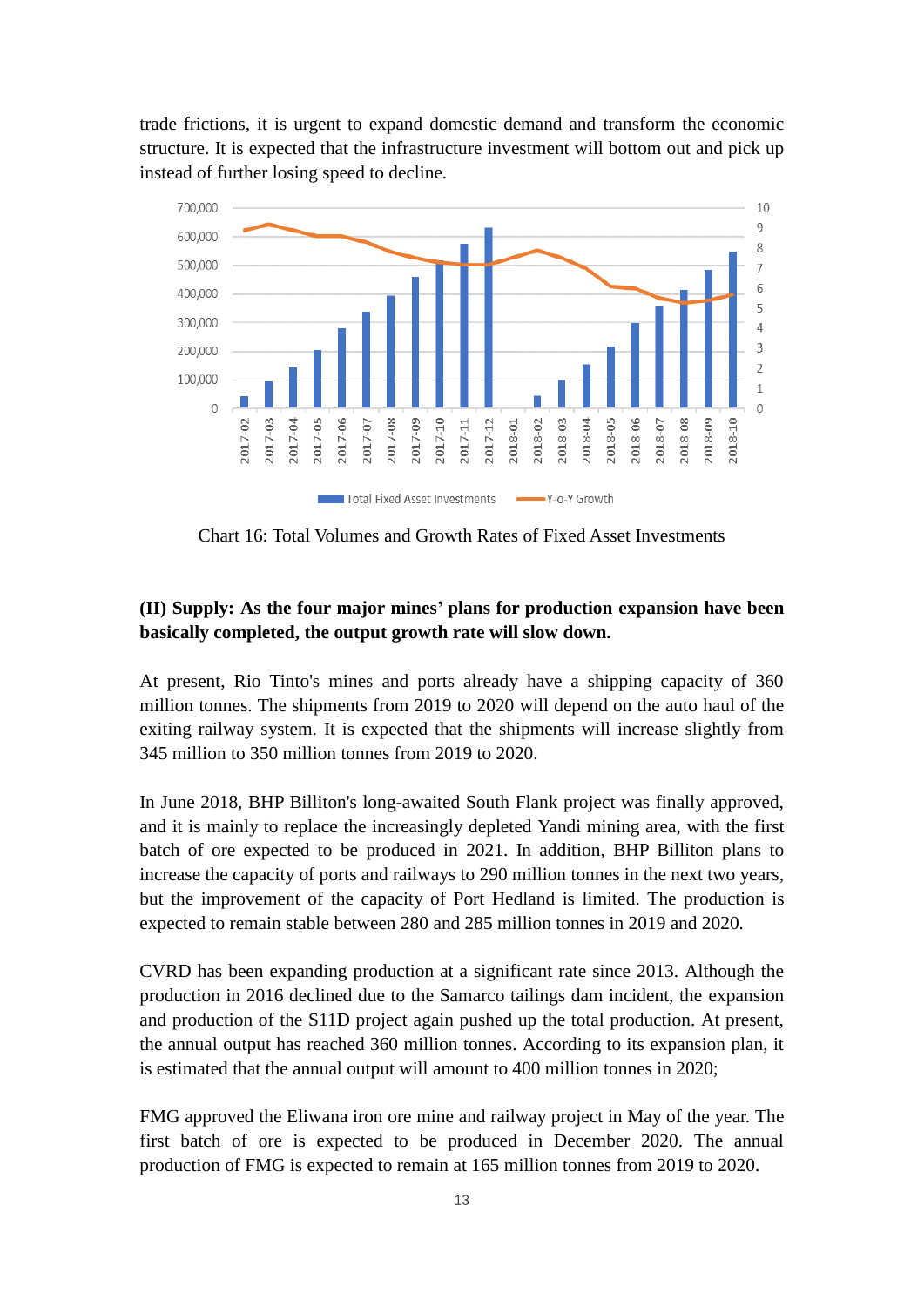trade frictions, it is urgent to expand domestic demand and transform the economic structure. It is expected that the infrastructure investment will bottom out and pick up instead of further losing speed to decline.

Chart 16: Total Volumes and Growth Rates of Fixed Asset Investments

**(II) Supply: As the four major mines' plans for production expansion have been basically completed, the output growth rate will slow down.**

At present, Rio Tinto's mines and ports already have a shipping capacity of 360 million tonnes. The shipments from 2019 to 2020 will depend on the auto haul of the exiting railway system. It is expected that the shipments will increase slightly from 345 million to 350 million tonnes from 2019 to 2020.

In June 2018, BHP Billiton's long-awaited South Flank project was finally approved, and it is mainly to replace the increasingly depleted Yandi mining area, with the first batch of ore expected to be produced in 2021. In addition, BHP Billiton plans to increase the capacity of ports and railways to 290 million tonnes in the next two years, but the improvement of the capacity of Port Hedland is limited. The production is expected to remain stable between 280 and 285 million tonnes in 2019 and 2020.

CVRD has been expanding production at a significant rate since 2013. Although the production in 2016 declined due to the Samarco tailings dam incident, the expansion and production of the S11D project again pushed up the total production. At present, the annual output has reached 360 million tonnes. According to its expansion plan, it is estimated that the annual output will amount to 400 million tonnes in 2020;

FMG approved the Eliwana iron ore mine and railway project in May of the year. The first batch of ore is expected to be produced in December 2020. The annual production of FMG is expected to remain at 165 million tonnes from 2019 to 2020.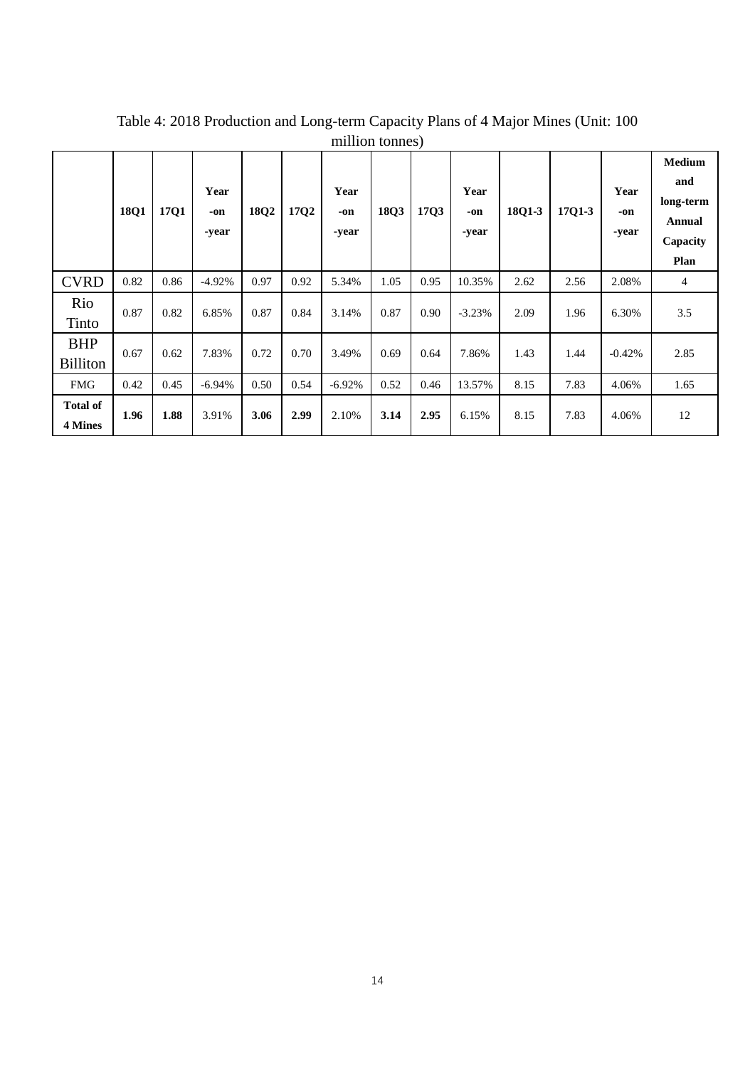Table 4: 2018 Production and Long-term Capacity Plans of 4 Major Mines (Unit: 100 million tonnes)

| | **18Q1** | **17Q1** | **Year-on-year** | **18Q2** | **17Q2** | **Year-on-year** | **18Q3** | **17Q3** | **Year-on-year** | **18Q1-3** | **17Q1-3** | **Year-on-year** | **Medium and long-term Annual Capacity Plan** |
|---|---|---|---|---|---|---|---|---|---|---|---|---|---|
| CVRD | 0.82 | 0.86 | -4.92% | 0.97 | 0.92 | 5.34% | 1.05 | 0.95 | 10.35% | 2.62 | 2.56 | 2.08% | 4 |
| Rio Tinto | 0.87 | 0.82 | 6.85% | 0.87 | 0.84 | 3.14% | 0.87 | 0.90 | -3.23% | 2.09 | 1.96 | 6.30% | 3.5 |
| BHP Billiton | 0.67 | 0.62 | 7.83% | 0.72 | 0.70 | 3.49% | 0.69 | 0.64 | 7.86% | 1.43 | 1.44 | -0.42% | 2.85 |
| FMG | 0.42 | 0.45 | -6.94% | 0.50 | 0.54 | -6.92% | 0.52 | 0.46 | 13.57% | 8.15 | 7.83 | 4.06% | 1.65 |
| **Total of 4 Mines** | **1.96** | **1.88** | 3.91% | **3.06** | **2.99** | 2.10% | **3.14** | **2.95** | 6.15% | 8.15 | 7.83 | 4.06% | 12 |